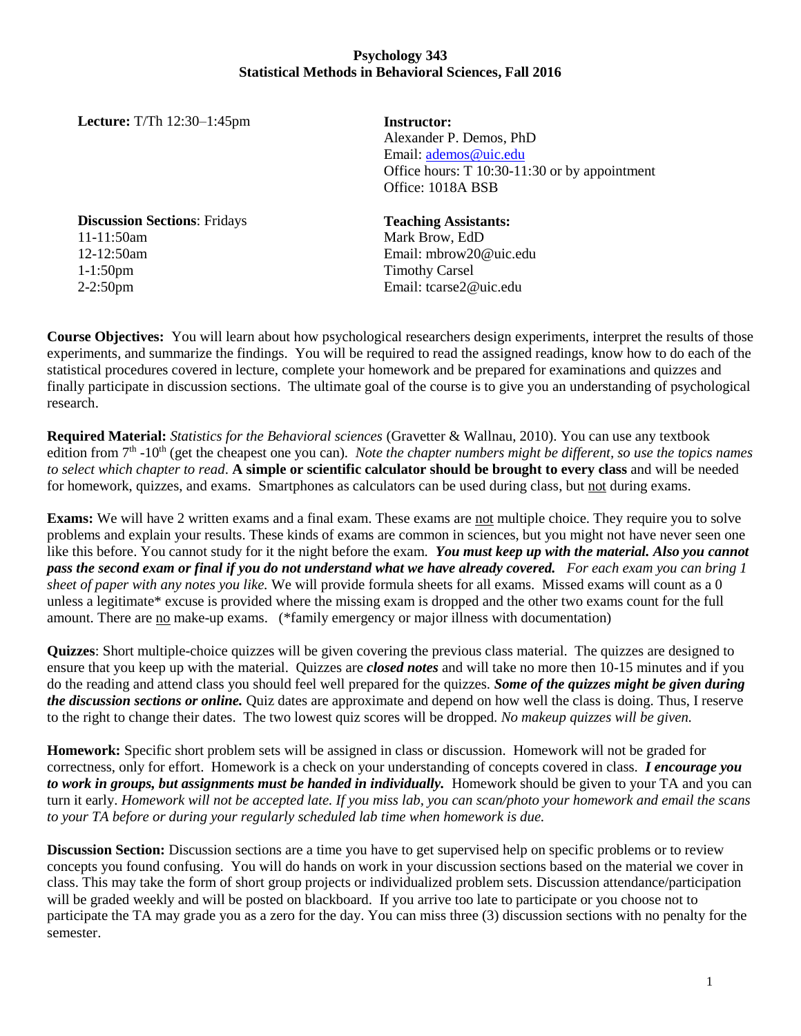# Psychology 343
## Statistical Methods in Behavioral Sciences, Fall 2016

**Lecture:** T/Th 12:30–1:45pm

**Instructor:**
Alexander P. Demos, PhD
Email: ademos@uic.edu
Office hours: T 10:30-11:30 or by appointment
Office: 1018A BSB

**Discussion Sections**: Fridays
11-11:50am
12-12:50am
1-1:50pm
2-2:50pm

**Teaching Assistants:**
Mark Brow, EdD
Email: mbrow20@uic.edu
Timothy Carsel
Email: tcarse2@uic.edu

**Course Objectives:** You will learn about how psychological researchers design experiments, interpret the results of those experiments, and summarize the findings. You will be required to read the assigned readings, know how to do each of the statistical procedures covered in lecture, complete your homework and be prepared for examinations and quizzes and finally participate in discussion sections. The ultimate goal of the course is to give you an understanding of psychological research.

**Required Material:** *Statistics for the Behavioral sciences* (Gravetter & Wallnau, 2010). You can use any textbook edition from 7th -10th (get the cheapest one you can). *Note the chapter numbers might be different, so use the topics names to select which chapter to read*. **A simple or scientific calculator should be brought to every class** and will be needed for homework, quizzes, and exams. Smartphones as calculators can be used during class, but not during exams.

**Exams:** We will have 2 written exams and a final exam. These exams are not multiple choice. They require you to solve problems and explain your results. These kinds of exams are common in sciences, but you might not have never seen one like this before. You cannot study for it the night before the exam. ***You must keep up with the material. Also you cannot pass the second exam or final if you do not understand what we have already covered.*** *For each exam you can bring 1 sheet of paper with any notes you like.* We will provide formula sheets for all exams. Missed exams will count as a 0 unless a legitimate* excuse is provided where the missing exam is dropped and the other two exams count for the full amount. There are no make-up exams. (*family emergency or major illness with documentation)

**Quizzes**: Short multiple-choice quizzes will be given covering the previous class material. The quizzes are designed to ensure that you keep up with the material. Quizzes are ***closed notes*** and will take no more then 10-15 minutes and if you do the reading and attend class you should feel well prepared for the quizzes. ***Some of the quizzes might be given during the discussion sections or online.*** Quiz dates are approximate and depend on how well the class is doing. Thus, I reserve to the right to change their dates. The two lowest quiz scores will be dropped. *No makeup quizzes will be given.*

**Homework:** Specific short problem sets will be assigned in class or discussion. Homework will not be graded for correctness, only for effort. Homework is a check on your understanding of concepts covered in class. ***I encourage you to work in groups, but assignments must be handed in individually.*** Homework should be given to your TA and you can turn it early. *Homework will not be accepted late. If you miss lab, you can scan/photo your homework and email the scans to your TA before or during your regularly scheduled lab time when homework is due.*

**Discussion Section:** Discussion sections are a time you have to get supervised help on specific problems or to review concepts you found confusing. You will do hands on work in your discussion sections based on the material we cover in class. This may take the form of short group projects or individualized problem sets. Discussion attendance/participation will be graded weekly and will be posted on blackboard. If you arrive too late to participate or you choose not to participate the TA may grade you as a zero for the day. You can miss three (3) discussion sections with no penalty for the semester.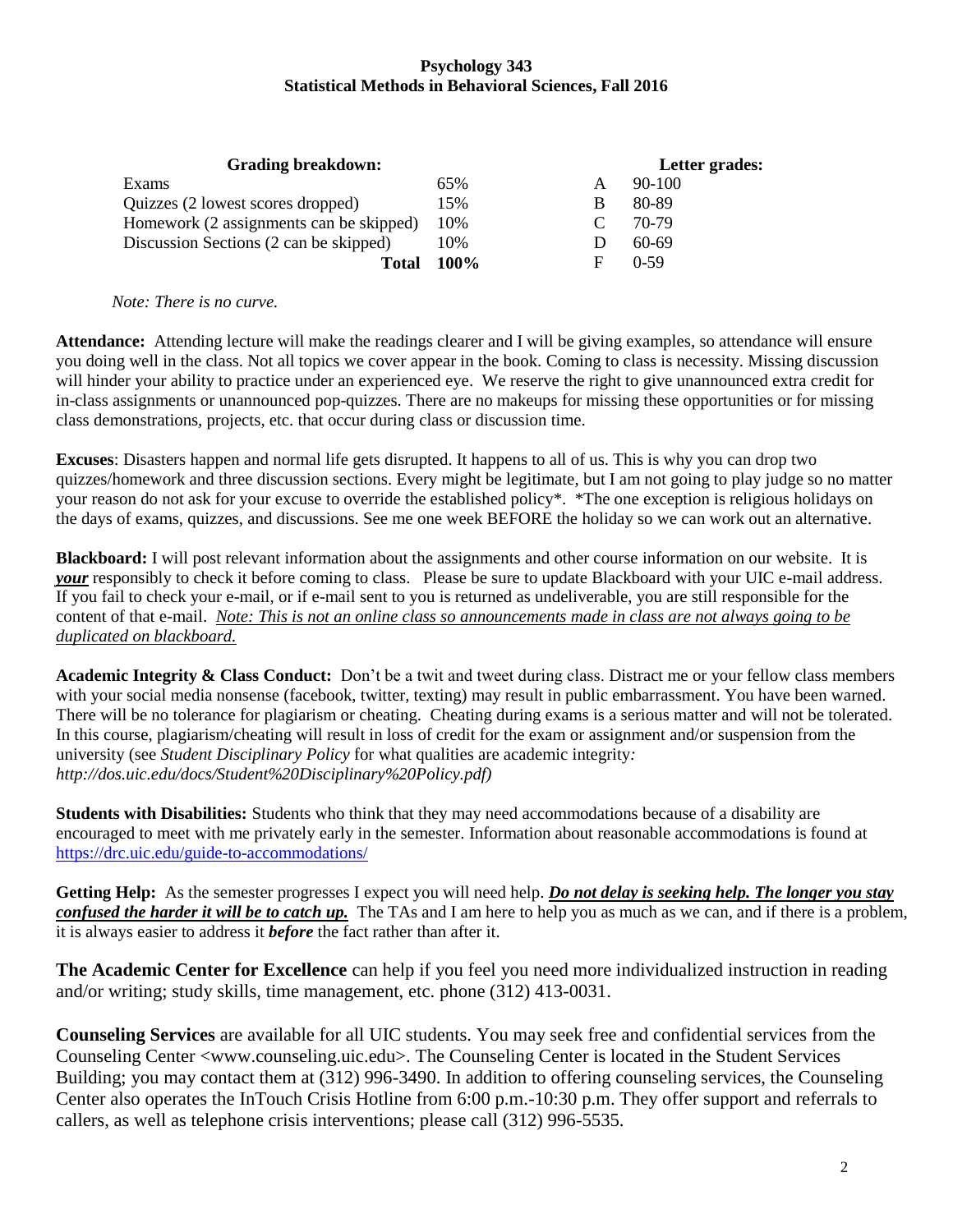**Psychology 343**
**Statistical Methods in Behavioral Sciences, Fall 2016**

| **Grading breakdown:** | | **Letter grades:** | |
|---|---|---|---|
| Exams | 65% | A | 90-100 |
| Quizzes (2 lowest scores dropped) | 15% | B | 80-89 |
| Homework (2 assignments can be skipped) | 10% | C | 70-79 |
| Discussion Sections (2 can be skipped) | 10% | D | 60-69 |
| **Total** | **100%** | F | 0-59 |

*Note: There is no curve.*

**Attendance:** Attending lecture will make the readings clearer and I will be giving examples, so attendance will ensure you doing well in the class. Not all topics we cover appear in the book. Coming to class is necessity. Missing discussion will hinder your ability to practice under an experienced eye. We reserve the right to give unannounced extra credit for in-class assignments or unannounced pop-quizzes. There are no makeups for missing these opportunities or for missing class demonstrations, projects, etc. that occur during class or discussion time.

**Excuses**: Disasters happen and normal life gets disrupted. It happens to all of us. This is why you can drop two quizzes/homework and three discussion sections. Every might be legitimate, but I am not going to play judge so no matter your reason do not ask for your excuse to override the established policy*. *The one exception is religious holidays on the days of exams, quizzes, and discussions. See me one week BEFORE the holiday so we can work out an alternative.

**Blackboard:** I will post relevant information about the assignments and other course information on our website. It is ***your*** responsibly to check it before coming to class. Please be sure to update Blackboard with your UIC e-mail address. If you fail to check your e-mail, or if e-mail sent to you is returned as undeliverable, you are still responsible for the content of that e-mail. *Note: This is not an online class so announcements made in class are not always going to be duplicated on blackboard.*

**Academic Integrity & Class Conduct:** Don't be a twit and tweet during class. Distract me or your fellow class members with your social media nonsense (facebook, twitter, texting) may result in public embarrassment. You have been warned. There will be no tolerance for plagiarism or cheating. Cheating during exams is a serious matter and will not be tolerated. In this course, plagiarism/cheating will result in loss of credit for the exam or assignment and/or suspension from the university (see *Student Disciplinary Policy* for what qualities are academic integrity*: http://dos.uic.edu/docs/Student%20Disciplinary%20Policy.pdf)*

**Students with Disabilities:** Students who think that they may need accommodations because of a disability are encouraged to meet with me privately early in the semester. Information about reasonable accommodations is found at https://drc.uic.edu/guide-to-accommodations/

**Getting Help:** As the semester progresses I expect you will need help. ***Do not delay is seeking help. The longer you stay confused the harder it will be to catch up.*** The TAs and I am here to help you as much as we can, and if there is a problem, it is always easier to address it ***before*** the fact rather than after it.

**The Academic Center for Excellence** can help if you feel you need more individualized instruction in reading and/or writing; study skills, time management, etc. phone (312) 413-0031.

**Counseling Services** are available for all UIC students. You may seek free and confidential services from the Counseling Center <www.counseling.uic.edu>. The Counseling Center is located in the Student Services Building; you may contact them at (312) 996-3490. In addition to offering counseling services, the Counseling Center also operates the InTouch Crisis Hotline from 6:00 p.m.-10:30 p.m. They offer support and referrals to callers, as well as telephone crisis interventions; please call (312) 996-5535.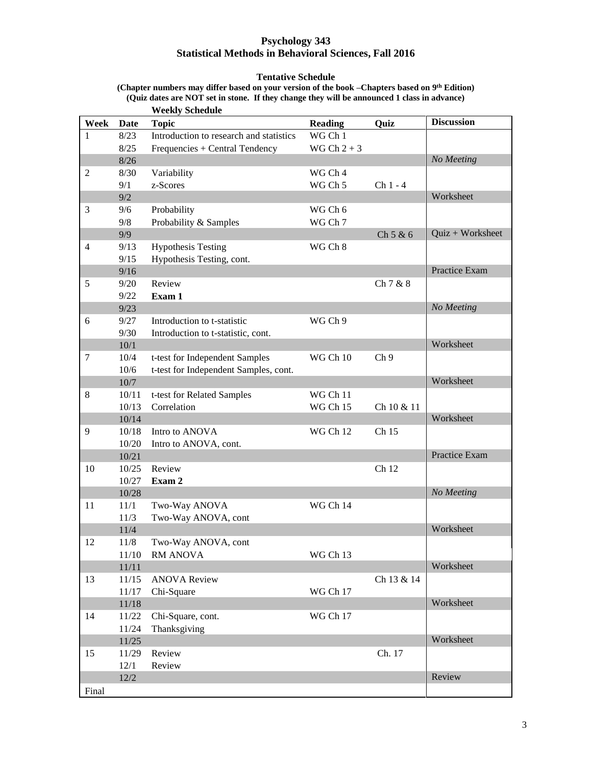# Psychology 343
# Statistical Methods in Behavioral Sciences, Fall 2016

### Tentative Schedule

**(Chapter numbers may differ based on your version of the book –Chapters based on 9th Edition)**
**(Quiz dates are NOT set in stone. If they change they will be announced 1 class in advance)**

**Weekly Schedule**

| Week | Date | Topic | Reading | Quiz | Discussion |
|---|---|---|---|---|---|
| 1 | 8/23 | Introduction to research and statistics | WG Ch 1 | | |
| | 8/25 | Frequencies + Central Tendency | WG Ch 2 + 3 | | |
| | 8/26 | | | | *No Meeting* |
| 2 | 8/30 | Variability | WG Ch 4 | | |
| | 9/1 | z-Scores | WG Ch 5 | Ch 1 - 4 | |
| | 9/2 | | | | Worksheet |
| 3 | 9/6 | Probability | WG Ch 6 | | |
| | 9/8 | Probability & Samples | WG Ch 7 | | |
| | 9/9 | | | Ch 5 & 6 | Quiz + Worksheet |
| 4 | 9/13 | Hypothesis Testing | WG Ch 8 | | |
| | 9/15 | Hypothesis Testing, cont. | | | |
| | 9/16 | | | | Practice Exam |
| 5 | 9/20 | Review | | Ch 7 & 8 | |
| | 9/22 | **Exam 1** | | | |
| | 9/23 | | | | *No Meeting* |
| 6 | 9/27 | Introduction to t-statistic | WG Ch 9 | | |
| | 9/30 | Introduction to t-statistic, cont. | | | |
| | 10/1 | | | | Worksheet |
| 7 | 10/4 | t-test for Independent Samples | WG Ch 10 | Ch 9 | |
| | 10/6 | t-test for Independent Samples, cont. | | | |
| | 10/7 | | | | Worksheet |
| 8 | 10/11 | t-test for Related Samples | WG Ch 11 | | |
| | 10/13 | Correlation | WG Ch 15 | Ch 10 & 11 | |
| | 10/14 | | | | Worksheet |
| 9 | 10/18 | Intro to ANOVA | WG Ch 12 | Ch 15 | |
| | 10/20 | Intro to ANOVA, cont. | | | |
| | 10/21 | | | | Practice Exam |
| 10 | 10/25 | Review | | Ch 12 | |
| | 10/27 | **Exam 2** | | | |
| | 10/28 | | | | *No Meeting* |
| 11 | 11/1 | Two-Way ANOVA | WG Ch 14 | | |
| | 11/3 | Two-Way ANOVA, cont | | | |
| | 11/4 | | | | Worksheet |
| 12 | 11/8 | Two-Way ANOVA, cont | | | |
| | 11/10 | RM ANOVA | WG Ch 13 | | |
| | 11/11 | | | | Worksheet |
| 13 | 11/15 | ANOVA Review | | Ch 13 & 14 | |
| | 11/17 | Chi-Square | WG Ch 17 | | |
| | 11/18 | | | | Worksheet |
| 14 | 11/22 | Chi-Square, cont. | WG Ch 17 | | |
| | 11/24 | Thanksgiving | | | |
| | 11/25 | | | | Worksheet |
| 15 | 11/29 | Review | | Ch. 17 | |
| | 12/1 | Review | | | |
| | 12/2 | | | | Review |
| Final | | | | | |